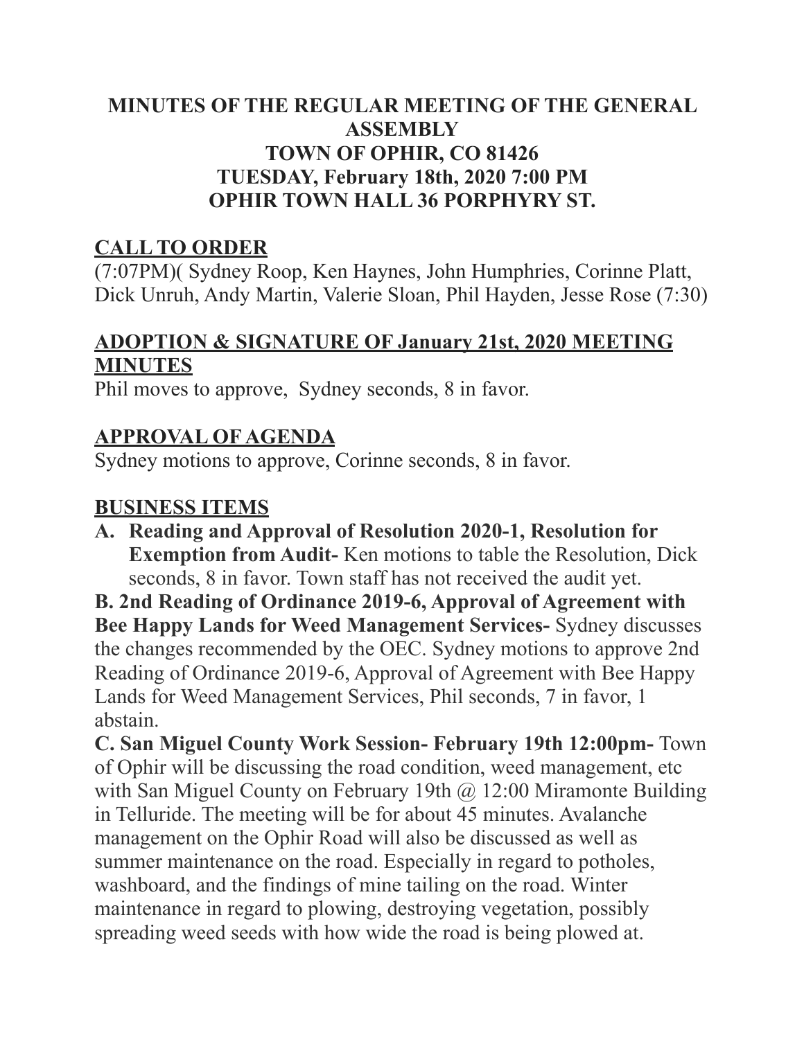# MINUTES OF THE REGULAR MEETING OF THE GENERAL ASSEMBLY
# TOWN OF OPHIR, CO 81426
# TUESDAY, February 18th, 2020 7:00 PM
# OPHIR TOWN HALL 36 PORPHYRY ST.

## CALL TO ORDER

(7:07PM)( Sydney Roop, Ken Haynes, John Humphries, Corinne Platt, Dick Unruh, Andy Martin, Valerie Sloan, Phil Hayden, Jesse Rose (7:30)

## ADOPTION & SIGNATURE OF January 21st, 2020 MEETING MINUTES

Phil moves to approve, Sydney seconds, 8 in favor.

## APPROVAL OF AGENDA

Sydney motions to approve, Corinne seconds, 8 in favor.

## BUSINESS ITEMS

**A. Reading and Approval of Resolution 2020-1, Resolution for Exemption from Audit-** Ken motions to table the Resolution, Dick seconds, 8 in favor. Town staff has not received the audit yet.

**B. 2nd Reading of Ordinance 2019-6, Approval of Agreement with Bee Happy Lands for Weed Management Services-** Sydney discusses the changes recommended by the OEC. Sydney motions to approve 2nd Reading of Ordinance 2019-6, Approval of Agreement with Bee Happy Lands for Weed Management Services, Phil seconds, 7 in favor, 1 abstain.

**C. San Miguel County Work Session- February 19th 12:00pm-** Town of Ophir will be discussing the road condition, weed management, etc with San Miguel County on February 19th @ 12:00 Miramonte Building in Telluride. The meeting will be for about 45 minutes. Avalanche management on the Ophir Road will also be discussed as well as summer maintenance on the road. Especially in regard to potholes, washboard, and the findings of mine tailing on the road. Winter maintenance in regard to plowing, destroying vegetation, possibly spreading weed seeds with how wide the road is being plowed at.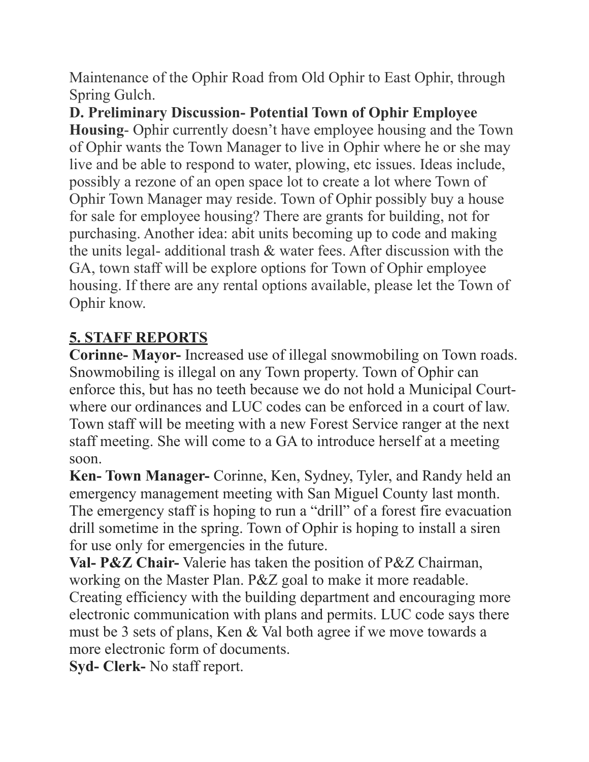Maintenance of the Ophir Road from Old Ophir to East Ophir, through Spring Gulch.

**D. Preliminary Discussion- Potential Town of Ophir Employee Housing**- Ophir currently doesn't have employee housing and the Town of Ophir wants the Town Manager to live in Ophir where he or she may live and be able to respond to water, plowing, etc issues. Ideas include, possibly a rezone of an open space lot to create a lot where Town of Ophir Town Manager may reside. Town of Ophir possibly buy a house for sale for employee housing? There are grants for building, not for purchasing. Another idea: abit units becoming up to code and making the units legal- additional trash & water fees. After discussion with the GA, town staff will be explore options for Town of Ophir employee housing. If there are any rental options available, please let the Town of Ophir know.

## 5. STAFF REPORTS

**Corinne- Mayor-** Increased use of illegal snowmobiling on Town roads. Snowmobiling is illegal on any Town property. Town of Ophir can enforce this, but has no teeth because we do not hold a Municipal Court- where our ordinances and LUC codes can be enforced in a court of law. Town staff will be meeting with a new Forest Service ranger at the next staff meeting. She will come to a GA to introduce herself at a meeting soon.

**Ken- Town Manager-** Corinne, Ken, Sydney, Tyler, and Randy held an emergency management meeting with San Miguel County last month. The emergency staff is hoping to run a "drill" of a forest fire evacuation drill sometime in the spring. Town of Ophir is hoping to install a siren for use only for emergencies in the future.

**Val- P&Z Chair-** Valerie has taken the position of P&Z Chairman, working on the Master Plan. P&Z goal to make it more readable. Creating efficiency with the building department and encouraging more electronic communication with plans and permits. LUC code says there must be 3 sets of plans, Ken & Val both agree if we move towards a more electronic form of documents.

**Syd- Clerk-** No staff report.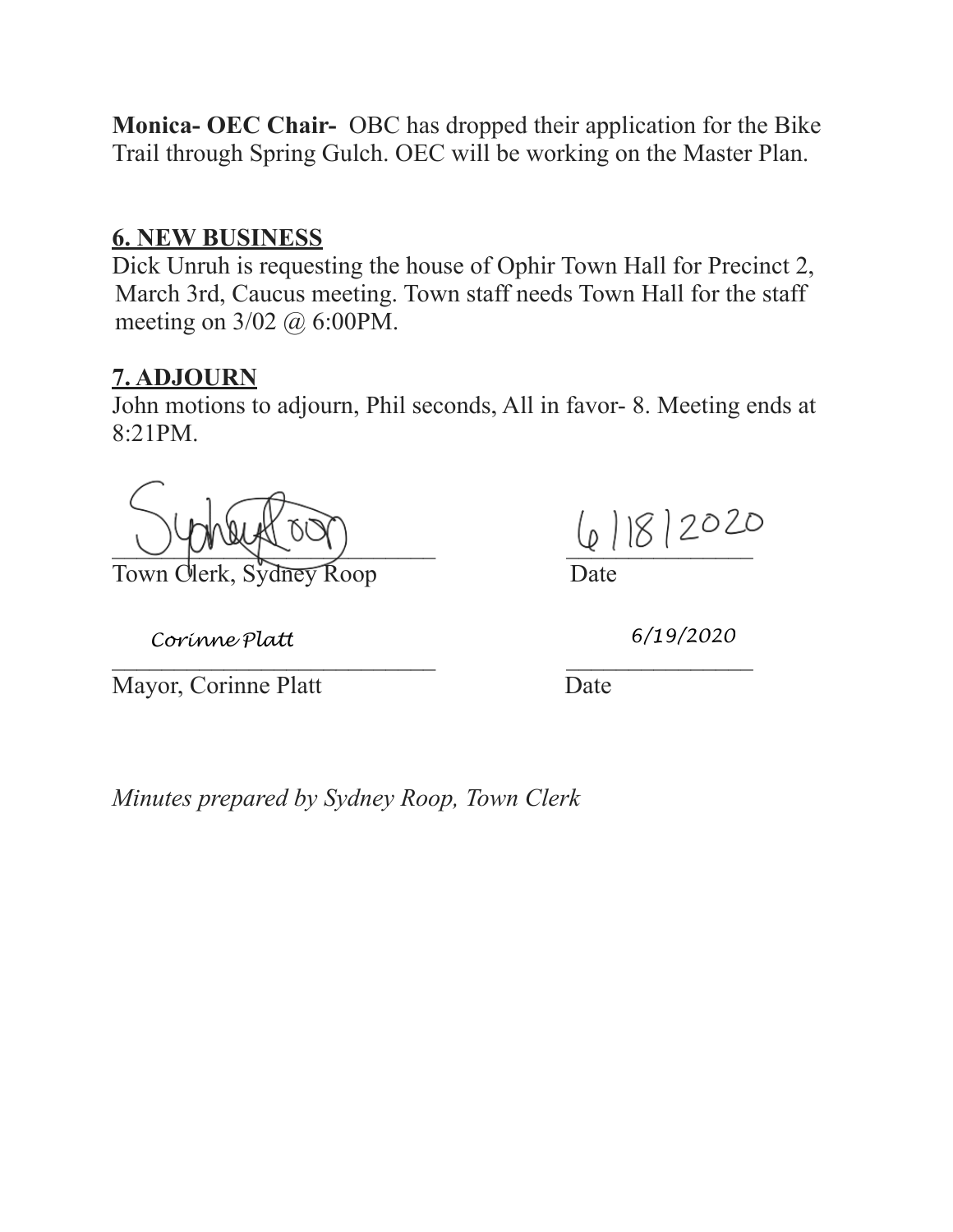**Monica- OEC Chair-** OBC has dropped their application for the Bike Trail through Spring Gulch. OEC will be working on the Master Plan.

## 6. NEW BUSINESS

Dick Unruh is requesting the house of Ophir Town Hall for Precinct 2, March 3rd, Caucus meeting. Town staff needs Town Hall for the staff meeting on 3/02 @ 6:00PM.

## 7. ADJOURN

John motions to adjourn, Phil seconds, All in favor- 8. Meeting ends at 8:21PM.

Sydney Roop ___________________________ 6/18/2020 _______________

Town Clerk, Sydney Roop Date

Corinne Platt ___________________________ 6/19/2020 _______________

Mayor, Corinne Platt Date

*Minutes prepared by Sydney Roop, Town Clerk*